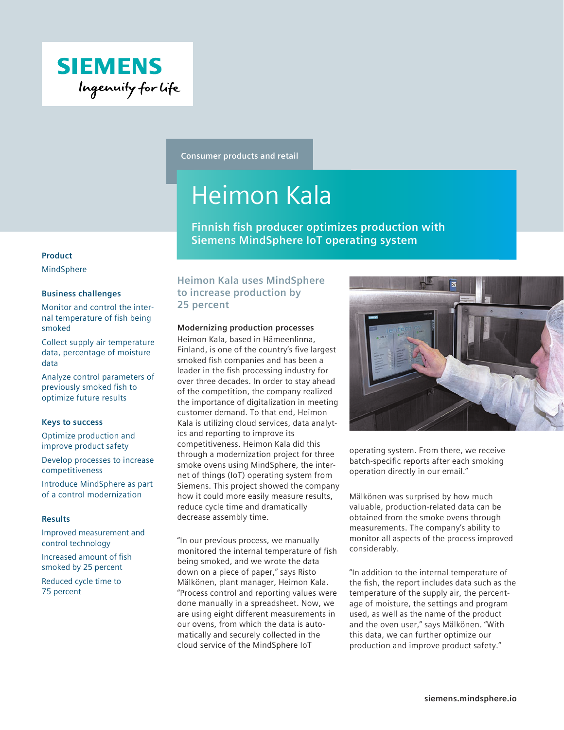SIEMENS

Ingenuity for life

Consumer products and retail

# Heimon Kala

**Finnish fish producer optimizes production with Siemens MindSphere IoT operating system**

**Product**

MindSphere

**Business challenges**

Monitor and control the internal temperature of fish being smoked

Collect supply air temperature data, percentage of moisture data

Analyze control parameters of previously smoked fish to optimize future results

**Keys to success**

Optimize production and improve product safety

Develop processes to increase competitiveness

Introduce MindSphere as part of a control modernization

**Results**

Improved measurement and control technology

Increased amount of fish smoked by 25 percent

Reduced cycle time to 75 percent

## Heimon Kala uses MindSphere to increase production by 25 percent

### Modernizing production processes

Heimon Kala, based in Hämeenlinna, Finland, is one of the country's five largest smoked fish companies and has been a leader in the fish processing industry for over three decades. In order to stay ahead of the competition, the company realized the importance of digitalization in meeting customer demand. To that end, Heimon Kala is utilizing cloud services, data analytics and reporting to improve its competitiveness. Heimon Kala did this through a modernization project for three smoke ovens using MindSphere, the internet of things (IoT) operating system from Siemens. This project showed the company how it could more easily measure results, reduce cycle time and dramatically decrease assembly time.

"In our previous process, we manually monitored the internal temperature of fish being smoked, and we wrote the data down on a piece of paper," says Risto Mälkönen, plant manager, Heimon Kala. "Process control and reporting values were done manually in a spreadsheet. Now, we are using eight different measurements in our ovens, from which the data is automatically and securely collected in the cloud service of the MindSphere IoT operating system. From there, we receive batch-specific reports after each smoking operation directly in our email."

Mälkönen was surprised by how much valuable, production-related data can be obtained from the smoke ovens through measurements. The company's ability to monitor all aspects of the process improved considerably.

"In addition to the internal temperature of the fish, the report includes data such as the temperature of the supply air, the percentage of moisture, the settings and program used, as well as the name of the product and the oven user," says Mälkönen. "With this data, we can further optimize our production and improve product safety."

siemens.mindsphere.io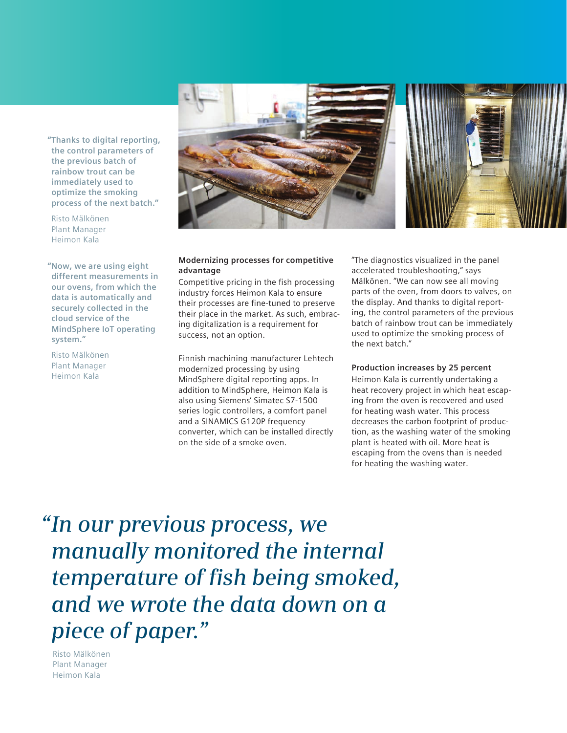> "Thanks to digital reporting, the control parameters of the previous batch of rainbow trout can be immediately used to optimize the smoking process of the next batch."

Risto Mälkönen
Plant Manager
Heimon Kala

> "Now, we are using eight different measurements in our ovens, from which the data is automatically and securely collected in the cloud service of the MindSphere IoT operating system."

Risto Mälkönen
Plant Manager
Heimon Kala

### Modernizing processes for competitive advantage

Competitive pricing in the fish processing industry forces Heimon Kala to ensure their processes are fine-tuned to preserve their place in the market. As such, embracing digitalization is a requirement for success, not an option.

Finnish machining manufacturer Lehtech modernized processing by using MindSphere digital reporting apps. In addition to MindSphere, Heimon Kala is also using Siemens' Simatec S7-1500 series logic controllers, a comfort panel and a SINAMICS G120P frequency converter, which can be installed directly on the side of a smoke oven.

"The diagnostics visualized in the panel accelerated troubleshooting," says Mälkönen. "We can now see all moving parts of the oven, from doors to valves, on the display. And thanks to digital reporting, the control parameters of the previous batch of rainbow trout can be immediately used to optimize the smoking process of the next batch."

### Production increases by 25 percent

Heimon Kala is currently undertaking a heat recovery project in which heat escaping from the oven is recovered and used for heating wash water. This process decreases the carbon footprint of production, as the washing water of the smoking plant is heated with oil. More heat is escaping from the ovens than is needed for heating the washing water.

> *"In our previous process, we manually monitored the internal temperature of fish being smoked, and we wrote the data down on a piece of paper."*

Risto Mälkönen
Plant Manager
Heimon Kala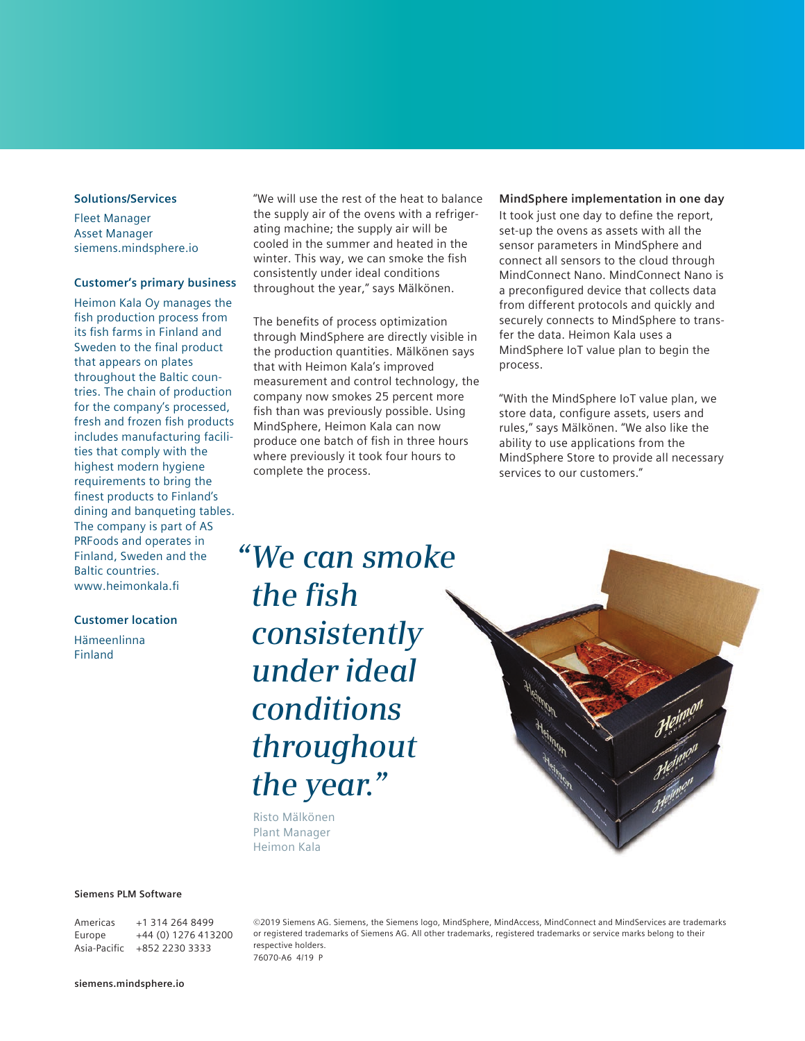**Solutions/Services**

Fleet Manager
Asset Manager
siemens.mindsphere.io

**Customer's primary business**

Heimon Kala Oy manages the fish production process from its fish farms in Finland and Sweden to the final product that appears on plates throughout the Baltic countries. The chain of production for the company's processed, fresh and frozen fish products includes manufacturing facilities that comply with the highest modern hygiene requirements to bring the finest products to Finland's dining and banqueting tables. The company is part of AS PRFoods and operates in Finland, Sweden and the Baltic countries.
www.heimonkala.fi

**Customer location**

Hämeenlinna
Finland

"We will use the rest of the heat to balance the supply air of the ovens with a refrigerating machine; the supply air will be cooled in the summer and heated in the winter. This way, we can smoke the fish consistently under ideal conditions throughout the year," says Mälkönen.

The benefits of process optimization through MindSphere are directly visible in the production quantities. Mälkönen says that with Heimon Kala's improved measurement and control technology, the company now smokes 25 percent more fish than was previously possible. Using MindSphere, Heimon Kala can now produce one batch of fish in three hours where previously it took four hours to complete the process.

**MindSphere implementation in one day**

It took just one day to define the report, set-up the ovens as assets with all the sensor parameters in MindSphere and connect all sensors to the cloud through MindConnect Nano. MindConnect Nano is a preconfigured device that collects data from different protocols and quickly and securely connects to MindSphere to transfer the data. Heimon Kala uses a MindSphere IoT value plan to begin the process.

"With the MindSphere IoT value plan, we store data, configure assets, users and rules," says Mälkönen. "We also like the ability to use applications from the MindSphere Store to provide all necessary services to our customers."

*"We can smoke the fish consistently under ideal conditions throughout the year."*

Risto Mälkönen
Plant Manager
Heimon Kala

**Siemens PLM Software**

| | |
|---|---|
| Americas | +1 314 264 8499 |
| Europe | +44 (0) 1276 413200 |
| Asia-Pacific | +852 2230 3333 |

©2019 Siemens AG. Siemens, the Siemens logo, MindSphere, MindAccess, MindConnect and MindServices are trademarks or registered trademarks of Siemens AG. All other trademarks, registered trademarks or service marks belong to their respective holders.
76070-A6 4/19 P

**siemens.mindsphere.io**